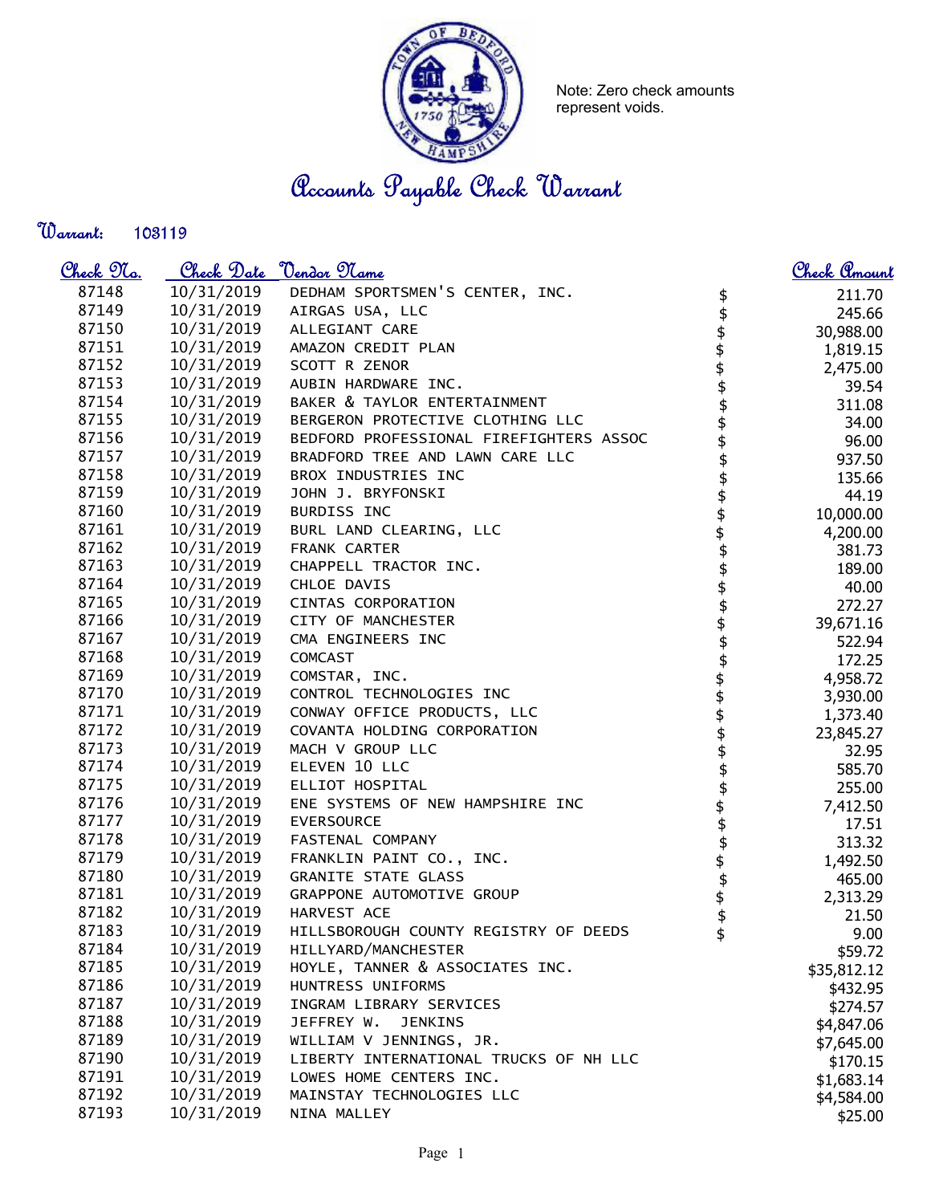Note: Zero check amounts represent voids.

# Accounts Payable Check Warrant

**Warrant:** 103119

| Check No. | Check Date | Vendor Name | | Check Amount |
|---|---|---|---|---|
| 87148 | 10/31/2019 | DEDHAM SPORTSMEN'S CENTER, INC. | $ | 211.70 |
| 87149 | 10/31/2019 | AIRGAS USA, LLC | $ | 245.66 |
| 87150 | 10/31/2019 | ALLEGIANT CARE | $ | 30,988.00 |
| 87151 | 10/31/2019 | AMAZON CREDIT PLAN | $ | 1,819.15 |
| 87152 | 10/31/2019 | SCOTT R ZENOR | $ | 2,475.00 |
| 87153 | 10/31/2019 | AUBIN HARDWARE INC. | $ | 39.54 |
| 87154 | 10/31/2019 | BAKER & TAYLOR ENTERTAINMENT | $ | 311.08 |
| 87155 | 10/31/2019 | BERGERON PROTECTIVE CLOTHING LLC | $ | 34.00 |
| 87156 | 10/31/2019 | BEDFORD PROFESSIONAL FIREFIGHTERS ASSOC | $ | 96.00 |
| 87157 | 10/31/2019 | BRADFORD TREE AND LAWN CARE LLC | $ | 937.50 |
| 87158 | 10/31/2019 | BROX INDUSTRIES INC | $ | 135.66 |
| 87159 | 10/31/2019 | JOHN J. BRYFONSKI | $ | 44.19 |
| 87160 | 10/31/2019 | BURDISS INC | $ | 10,000.00 |
| 87161 | 10/31/2019 | BURL LAND CLEARING, LLC | $ | 4,200.00 |
| 87162 | 10/31/2019 | FRANK CARTER | $ | 381.73 |
| 87163 | 10/31/2019 | CHAPPELL TRACTOR INC. | $ | 189.00 |
| 87164 | 10/31/2019 | CHLOE DAVIS | $ | 40.00 |
| 87165 | 10/31/2019 | CINTAS CORPORATION | $ | 272.27 |
| 87166 | 10/31/2019 | CITY OF MANCHESTER | $ | 39,671.16 |
| 87167 | 10/31/2019 | CMA ENGINEERS INC | $ | 522.94 |
| 87168 | 10/31/2019 | COMCAST | $ | 172.25 |
| 87169 | 10/31/2019 | COMSTAR, INC. | $ | 4,958.72 |
| 87170 | 10/31/2019 | CONTROL TECHNOLOGIES INC | $ | 3,930.00 |
| 87171 | 10/31/2019 | CONWAY OFFICE PRODUCTS, LLC | $ | 1,373.40 |
| 87172 | 10/31/2019 | COVANTA HOLDING CORPORATION | $ | 23,845.27 |
| 87173 | 10/31/2019 | MACH V GROUP LLC | $ | 32.95 |
| 87174 | 10/31/2019 | ELEVEN 10 LLC | $ | 585.70 |
| 87175 | 10/31/2019 | ELLIOT HOSPITAL | $ | 255.00 |
| 87176 | 10/31/2019 | ENE SYSTEMS OF NEW HAMPSHIRE INC | $ | 7,412.50 |
| 87177 | 10/31/2019 | EVERSOURCE | $ | 17.51 |
| 87178 | 10/31/2019 | FASTENAL COMPANY | $ | 313.32 |
| 87179 | 10/31/2019 | FRANKLIN PAINT CO., INC. | $ | 1,492.50 |
| 87180 | 10/31/2019 | GRANITE STATE GLASS | $ | 465.00 |
| 87181 | 10/31/2019 | GRAPPONE AUTOMOTIVE GROUP | $ | 2,313.29 |
| 87182 | 10/31/2019 | HARVEST ACE | $ | 21.50 |
| 87183 | 10/31/2019 | HILLSBOROUGH COUNTY REGISTRY OF DEEDS | $ | 9.00 |
| 87184 | 10/31/2019 | HILLYARD/MANCHESTER | | $59.72 |
| 87185 | 10/31/2019 | HOYLE, TANNER & ASSOCIATES INC. | | $35,812.12 |
| 87186 | 10/31/2019 | HUNTRESS UNIFORMS | | $432.95 |
| 87187 | 10/31/2019 | INGRAM LIBRARY SERVICES | | $274.57 |
| 87188 | 10/31/2019 | JEFFREY W. JENKINS | | $4,847.06 |
| 87189 | 10/31/2019 | WILLIAM V JENNINGS, JR. | | $7,645.00 |
| 87190 | 10/31/2019 | LIBERTY INTERNATIONAL TRUCKS OF NH LLC | | $170.15 |
| 87191 | 10/31/2019 | LOWES HOME CENTERS INC. | | $1,683.14 |
| 87192 | 10/31/2019 | MAINSTAY TECHNOLOGIES LLC | | $4,584.00 |
| 87193 | 10/31/2019 | NINA MALLEY | | $25.00 |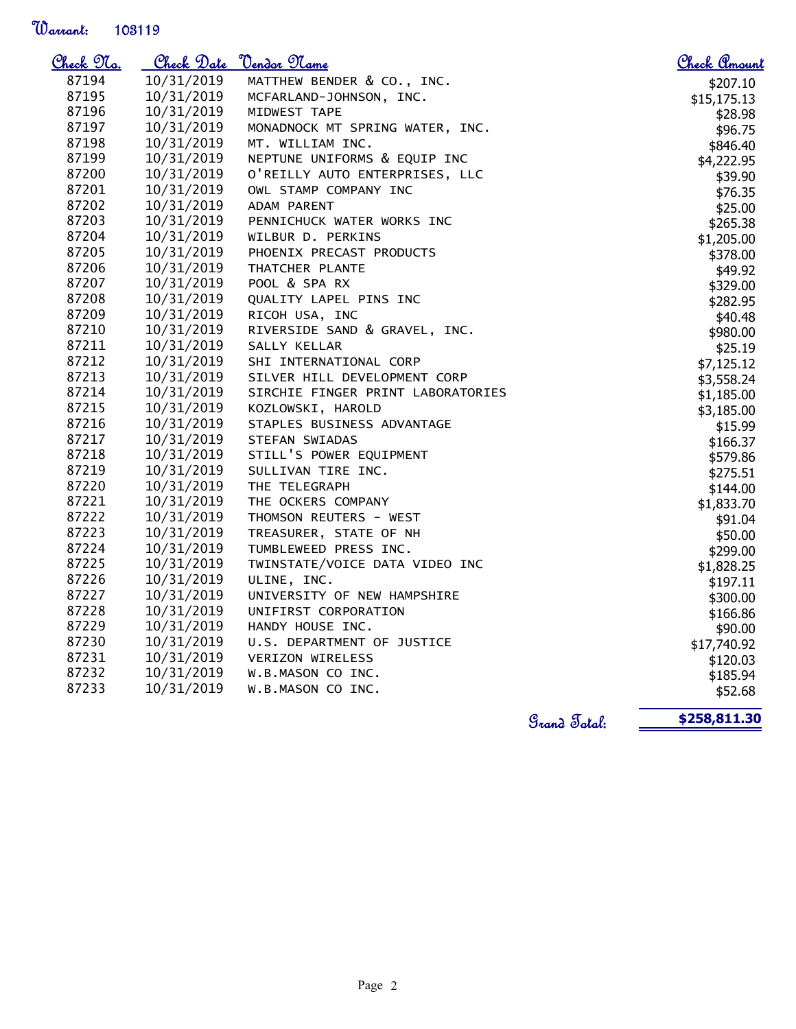Warrant: 103119

| Check No. | Check Date | Vendor Name | Check Amount |
|---|---|---|---|
| 87194 | 10/31/2019 | MATTHEW BENDER & CO., INC. | $207.10 |
| 87195 | 10/31/2019 | MCFARLAND-JOHNSON, INC. | $15,175.13 |
| 87196 | 10/31/2019 | MIDWEST TAPE | $28.98 |
| 87197 | 10/31/2019 | MONADNOCK MT SPRING WATER, INC. | $96.75 |
| 87198 | 10/31/2019 | MT. WILLIAM INC. | $846.40 |
| 87199 | 10/31/2019 | NEPTUNE UNIFORMS & EQUIP INC | $4,222.95 |
| 87200 | 10/31/2019 | O'REILLY AUTO ENTERPRISES, LLC | $39.90 |
| 87201 | 10/31/2019 | OWL STAMP COMPANY INC | $76.35 |
| 87202 | 10/31/2019 | ADAM PARENT | $25.00 |
| 87203 | 10/31/2019 | PENNICHUCK WATER WORKS INC | $265.38 |
| 87204 | 10/31/2019 | WILBUR D. PERKINS | $1,205.00 |
| 87205 | 10/31/2019 | PHOENIX PRECAST PRODUCTS | $378.00 |
| 87206 | 10/31/2019 | THATCHER PLANTE | $49.92 |
| 87207 | 10/31/2019 | POOL & SPA RX | $329.00 |
| 87208 | 10/31/2019 | QUALITY LAPEL PINS INC | $282.95 |
| 87209 | 10/31/2019 | RICOH USA, INC | $40.48 |
| 87210 | 10/31/2019 | RIVERSIDE SAND & GRAVEL, INC. | $980.00 |
| 87211 | 10/31/2019 | SALLY KELLAR | $25.19 |
| 87212 | 10/31/2019 | SHI INTERNATIONAL CORP | $7,125.12 |
| 87213 | 10/31/2019 | SILVER HILL DEVELOPMENT CORP | $3,558.24 |
| 87214 | 10/31/2019 | SIRCHIE FINGER PRINT LABORATORIES | $1,185.00 |
| 87215 | 10/31/2019 | KOZLOWSKI, HAROLD | $3,185.00 |
| 87216 | 10/31/2019 | STAPLES BUSINESS ADVANTAGE | $15.99 |
| 87217 | 10/31/2019 | STEFAN SWIADAS | $166.37 |
| 87218 | 10/31/2019 | STILL'S POWER EQUIPMENT | $579.86 |
| 87219 | 10/31/2019 | SULLIVAN TIRE INC. | $275.51 |
| 87220 | 10/31/2019 | THE TELEGRAPH | $144.00 |
| 87221 | 10/31/2019 | THE OCKERS COMPANY | $1,833.70 |
| 87222 | 10/31/2019 | THOMSON REUTERS - WEST | $91.04 |
| 87223 | 10/31/2019 | TREASURER, STATE OF NH | $50.00 |
| 87224 | 10/31/2019 | TUMBLEWEED PRESS INC. | $299.00 |
| 87225 | 10/31/2019 | TWINSTATE/VOICE DATA VIDEO INC | $1,828.25 |
| 87226 | 10/31/2019 | ULINE, INC. | $197.11 |
| 87227 | 10/31/2019 | UNIVERSITY OF NEW HAMPSHIRE | $300.00 |
| 87228 | 10/31/2019 | UNIFIRST CORPORATION | $166.86 |
| 87229 | 10/31/2019 | HANDY HOUSE INC. | $90.00 |
| 87230 | 10/31/2019 | U.S. DEPARTMENT OF JUSTICE | $17,740.92 |
| 87231 | 10/31/2019 | VERIZON WIRELESS | $120.03 |
| 87232 | 10/31/2019 | W.B.MASON CO INC. | $185.94 |
| 87233 | 10/31/2019 | W.B.MASON CO INC. | $52.68 |
| | | Grand Total: | **$258,811.30** |